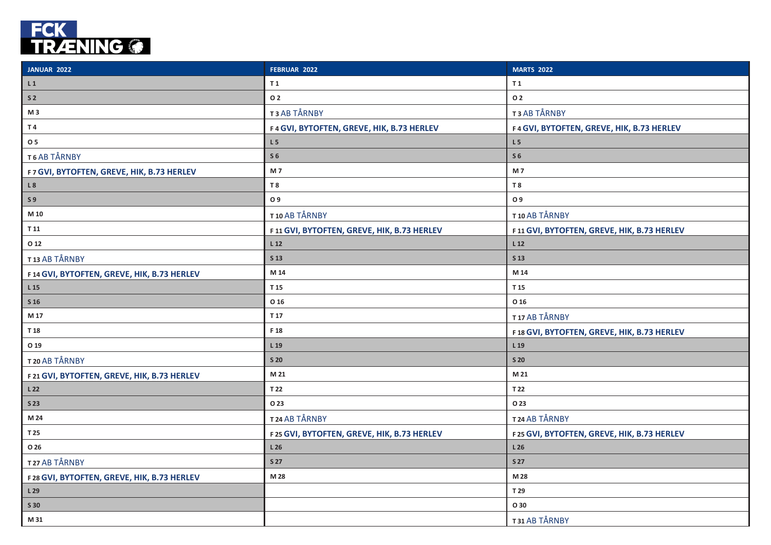# FCK TRÆNING

| JANUAR 2022 | FEBRUAR 2022 | MARTS 2022 |
|---|---|---|
| L 1 | T 1 | T 1 |
| S 2 | O 2 | O 2 |
| M 3 | T 3 AB TÅRNBY | T 3 AB TÅRNBY |
| T 4 | F 4 **GVI, BYTOFTEN, GREVE, HIK, B.73 HERLEV** | F 4 **GVI, BYTOFTEN, GREVE, HIK, B.73 HERLEV** |
| O 5 | L 5 | L 5 |
| T 6 AB TÅRNBY | S 6 | S 6 |
| F 7 **GVI, BYTOFTEN, GREVE, HIK, B.73 HERLEV** | M 7 | M 7 |
| L 8 | T 8 | T 8 |
| S 9 | O 9 | O 9 |
| M 10 | T 10 AB TÅRNBY | T 10 AB TÅRNBY |
| T 11 | F 11 **GVI, BYTOFTEN, GREVE, HIK, B.73 HERLEV** | F 11 **GVI, BYTOFTEN, GREVE, HIK, B.73 HERLEV** |
| O 12 | L 12 | L 12 |
| T 13 AB TÅRNBY | S 13 | S 13 |
| F 14 **GVI, BYTOFTEN, GREVE, HIK, B.73 HERLEV** | M 14 | M 14 |
| L 15 | T 15 | T 15 |
| S 16 | O 16 | O 16 |
| M 17 | T 17 | T 17 AB TÅRNBY |
| T 18 | F 18 | F 18 **GVI, BYTOFTEN, GREVE, HIK, B.73 HERLEV** |
| O 19 | L 19 | L 19 |
| T 20 AB TÅRNBY | S 20 | S 20 |
| F 21 **GVI, BYTOFTEN, GREVE, HIK, B.73 HERLEV** | M 21 | M 21 |
| L 22 | T 22 | T 22 |
| S 23 | O 23 | O 23 |
| M 24 | T 24 AB TÅRNBY | T 24 AB TÅRNBY |
| T 25 | F 25 **GVI, BYTOFTEN, GREVE, HIK, B.73 HERLEV** | F 25 **GVI, BYTOFTEN, GREVE, HIK, B.73 HERLEV** |
| O 26 | L 26 | L 26 |
| T 27 AB TÅRNBY | S 27 | S 27 |
| F 28 **GVI, BYTOFTEN, GREVE, HIK, B.73 HERLEV** | M 28 | M 28 |
| L 29 | | T 29 |
| S 30 | | O 30 |
| M 31 | | T 31 AB TÅRNBY |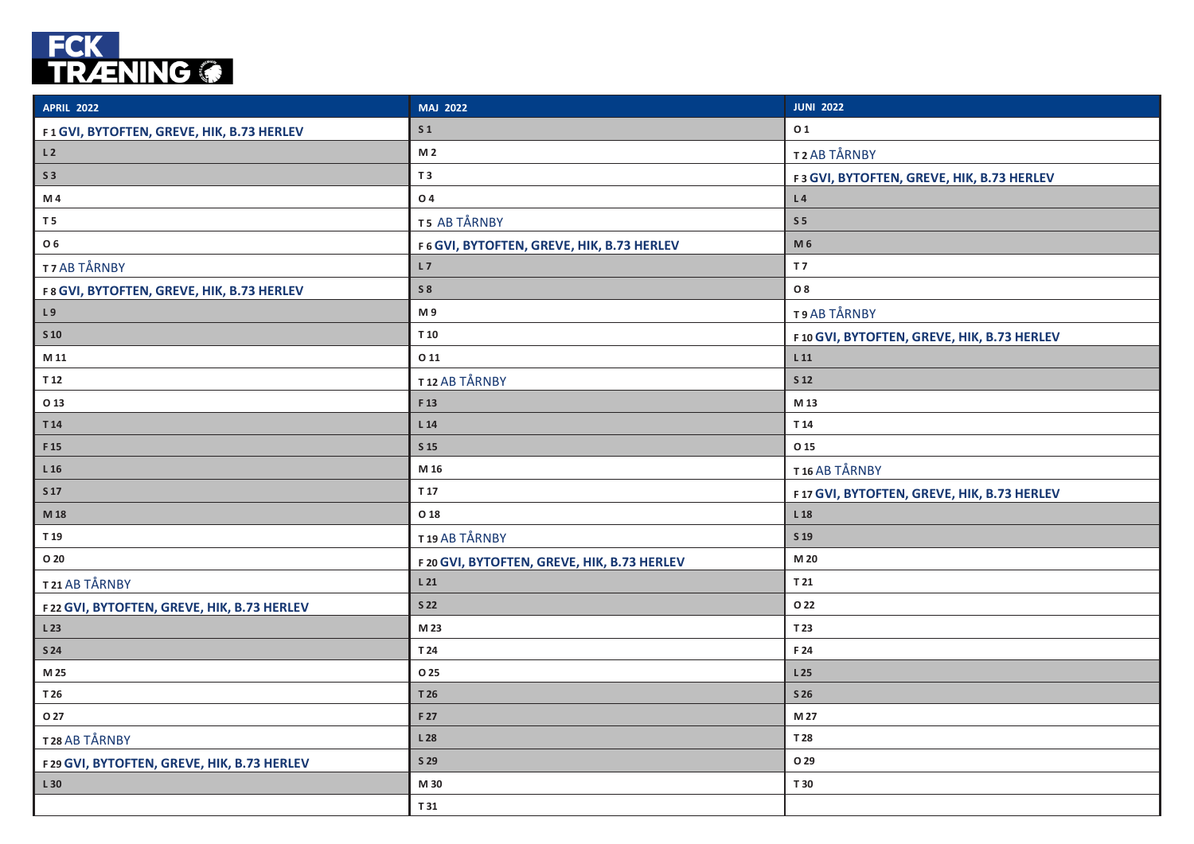# FCK TRÆNING

| APRIL 2022 | MAJ 2022 | JUNI 2022 |
|---|---|---|
| F 1 GVI, BYTOFTEN, GREVE, HIK, B.73 HERLEV | S 1 | O 1 |
| L 2 | M 2 | T 2 AB TÅRNBY |
| S 3 | T 3 | F 3 GVI, BYTOFTEN, GREVE, HIK, B.73 HERLEV |
| M 4 | O 4 | L 4 |
| T 5 | T 5 AB TÅRNBY | S 5 |
| O 6 | F 6 GVI, BYTOFTEN, GREVE, HIK, B.73 HERLEV | M 6 |
| T 7 AB TÅRNBY | L 7 | T 7 |
| F 8 GVI, BYTOFTEN, GREVE, HIK, B.73 HERLEV | S 8 | O 8 |
| L 9 | M 9 | T 9 AB TÅRNBY |
| S 10 | T 10 | F 10 GVI, BYTOFTEN, GREVE, HIK, B.73 HERLEV |
| M 11 | O 11 | L 11 |
| T 12 | T 12 AB TÅRNBY | S 12 |
| O 13 | F 13 | M 13 |
| T 14 | L 14 | T 14 |
| F 15 | S 15 | O 15 |
| L 16 | M 16 | T 16 AB TÅRNBY |
| S 17 | T 17 | F 17 GVI, BYTOFTEN, GREVE, HIK, B.73 HERLEV |
| M 18 | O 18 | L 18 |
| T 19 | T 19 AB TÅRNBY | S 19 |
| O 20 | F 20 GVI, BYTOFTEN, GREVE, HIK, B.73 HERLEV | M 20 |
| T 21 AB TÅRNBY | L 21 | T 21 |
| F 22 GVI, BYTOFTEN, GREVE, HIK, B.73 HERLEV | S 22 | O 22 |
| L 23 | M 23 | T 23 |
| S 24 | T 24 | F 24 |
| M 25 | O 25 | L 25 |
| T 26 | T 26 | S 26 |
| O 27 | F 27 | M 27 |
| T 28 AB TÅRNBY | L 28 | T 28 |
| F 29 GVI, BYTOFTEN, GREVE, HIK, B.73 HERLEV | S 29 | O 29 |
| L 30 | M 30 | T 30 |
| | T 31 | |